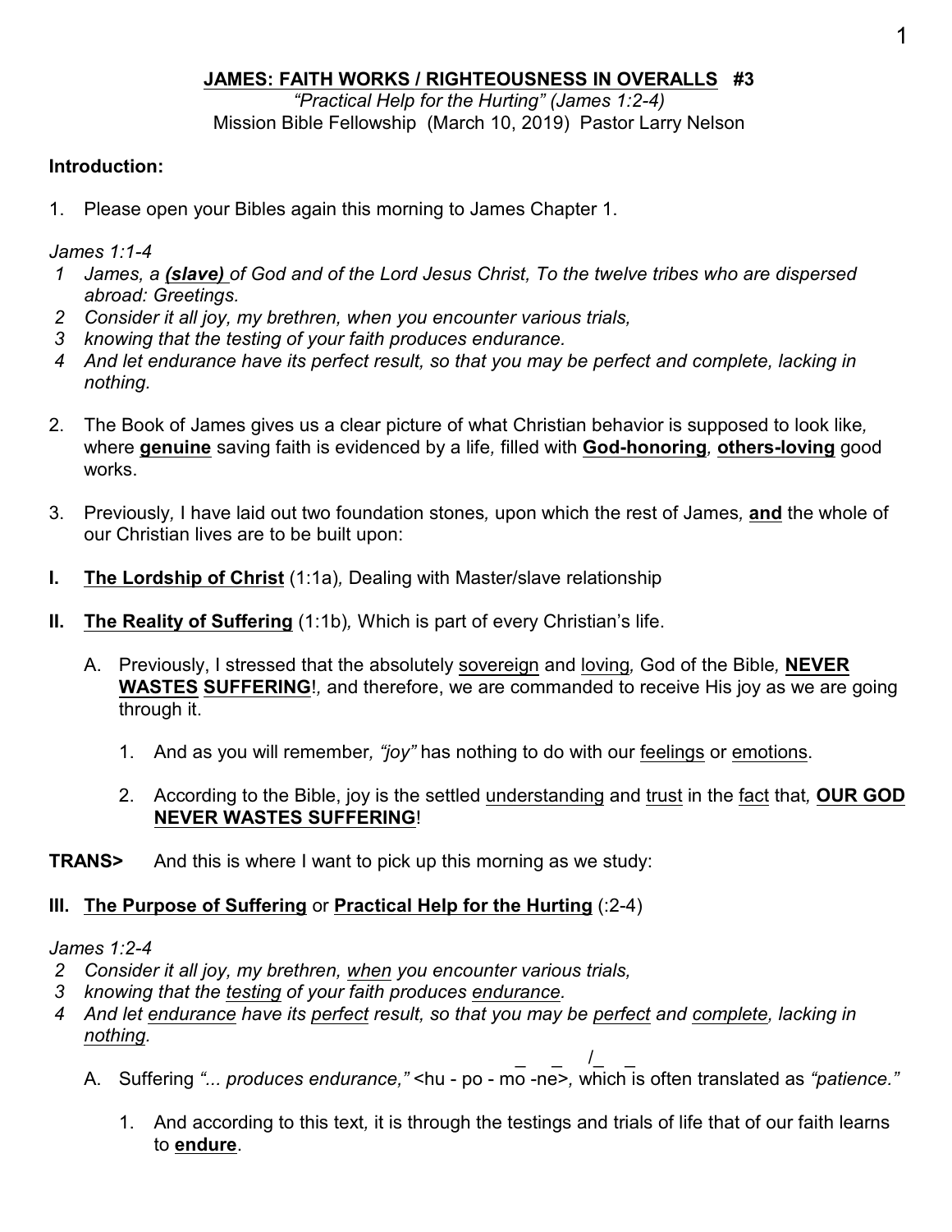**JAMES: FAITH WORKS / RIGHTEOUSNESS IN OVERALLS #3**

*"Practical Help for the Hurting" (James 1:2-4)*

Mission Bible Fellowship (March 10, 2019) Pastor Larry Nelson

**Introduction:**

1. Please open your Bibles again this morning to James Chapter 1.

*James 1:1-4*

*1 James, a **(slave)** of God and of the Lord Jesus Christ, To the twelve tribes who are dispersed abroad: Greetings.*
*2 Consider it all joy, my brethren, when you encounter various trials,*
*3 knowing that the testing of your faith produces endurance.*
*4 And let endurance have its perfect result, so that you may be perfect and complete, lacking in nothing.*

2. The Book of James gives us a clear picture of what Christian behavior is supposed to look like, where **genuine** saving faith is evidenced by a life, filled with **God-honoring**, **others-loving** good works.

3. Previously, I have laid out two foundation stones, upon which the rest of James, **and** the whole of our Christian lives are to be built upon:

**I. The Lordship of Christ** (1:1a), Dealing with Master/slave relationship

**II. The Reality of Suffering** (1:1b), Which is part of every Christian's life.

A. Previously, I stressed that the absolutely sovereign and loving, God of the Bible, **NEVER WASTES SUFFERING**!, and therefore, we are commanded to receive His joy as we are going through it.

1. And as you will remember, *"joy"* has nothing to do with our feelings or emotions.

2. According to the Bible, joy is the settled understanding and trust in the fact that, **OUR GOD NEVER WASTES SUFFERING**!

**TRANS>** And this is where I want to pick up this morning as we study:

**III. The Purpose of Suffering** or **Practical Help for the Hurting** (:2-4)

*James 1:2-4*

*2 Consider it all joy, my brethren, when you encounter various trials,*
*3 knowing that the testing of your faith produces endurance.*
*4 And let endurance have its perfect result, so that you may be perfect and complete, lacking in nothing.*

A. Suffering *"... produces endurance,"* <hu - po - mo -ne>, which is often translated as *"patience."*

1. And according to this text, it is through the testings and trials of life that of our faith learns to **endure**.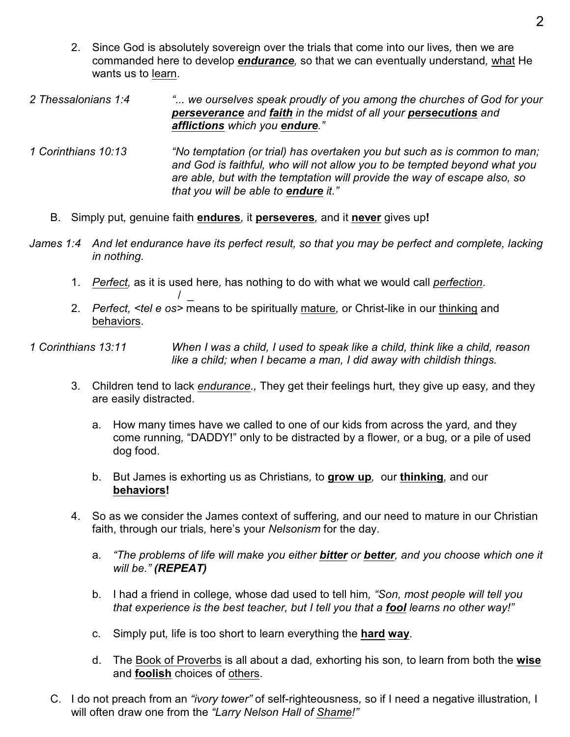2. Since God is absolutely sovereign over the trials that come into our lives, then we are commanded here to develop ***endurance***, so that we can eventually understand, what He wants us to learn.

*2 Thessalonians 1:4* — *"... we ourselves speak proudly of you among the churches of God for your **perseverance** and **faith** in the midst of all your **persecutions** and **afflictions** which you **endure**."*

*1 Corinthians 10:13* — *"No temptation (or trial) has overtaken you but such as is common to man; and God is faithful, who will not allow you to be tempted beyond what you are able, but with the temptation will provide the way of escape also, so that you will be able to **endure** it."*

B. Simply put, genuine faith **endures**, it **perseveres**, and it **never** gives up**!**

*James 1:4* — *And let endurance have its perfect result, so that you may be perfect and complete, lacking in nothing.*

1. *Perfect*, as it is used here, has nothing to do with what we would call *perfection*.
2. *Perfect, <tel e os>* means to be spiritually mature, or Christ-like in our thinking and behaviors.

*1 Corinthians 13:11* — *When I was a child, I used to speak like a child, think like a child, reason like a child; when I became a man, I did away with childish things.*

3. Children tend to lack *endurance*., They get their feelings hurt, they give up easy, and they are easily distracted.
   a. How many times have we called to one of our kids from across the yard, and they come running, "DADDY!" only to be distracted by a flower, or a bug, or a pile of used dog food.
   b. But James is exhorting us as Christians, to **grow up**, our **thinking**, and our **behaviors!**
4. So as we consider the James context of suffering, and our need to mature in our Christian faith, through our trials, here's your *Nelsonism* for the day.
   a. *"The problems of life will make you either **bitter** or **better**, and you choose which one it will be." **(REPEAT)***
   b. I had a friend in college, whose dad used to tell him, *"Son, most people will tell you that experience is the best teacher, but I tell you that a **fool** learns no other way!"*
   c. Simply put, life is too short to learn everything the **hard way**.
   d. The Book of Proverbs is all about a dad, exhorting his son, to learn from both the **wise** and **foolish** choices of others.

C. I do not preach from an *"ivory tower"* of self-righteousness, so if I need a negative illustration, I will often draw one from the *"Larry Nelson Hall of Shame!"*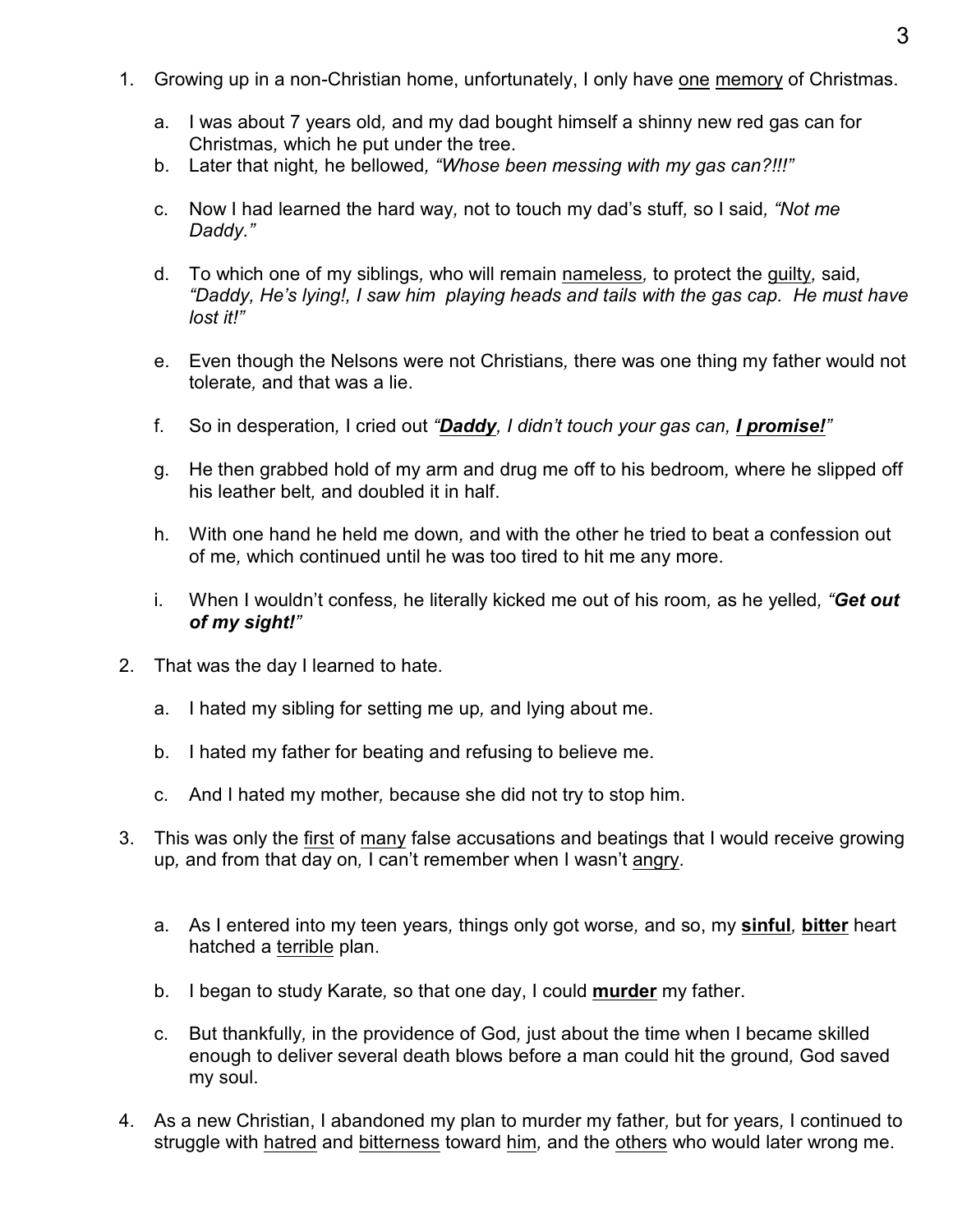1. Growing up in a non-Christian home, unfortunately, I only have <u>one</u> <u>memory</u> of Christmas.

    a. I was about 7 years old, and my dad bought himself a shinny new red gas can for Christmas, which he put under the tree.
    b. Later that night, he bellowed, *"Whose been messing with my gas can?!!!"*

    c. Now I had learned the hard way, not to touch my dad's stuff, so I said, *"Not me Daddy."*

    d. To which one of my siblings, who will remain <u>nameless</u>, to protect the <u>guilty</u>, said, *"Daddy, He's lying!, I saw him playing heads and tails with the gas cap. He must have lost it!"*

    e. Even though the Nelsons were not Christians, there was one thing my father would not tolerate, and that was a lie.

    f. So in desperation, I cried out *"<u>**Daddy**</u>, I didn't touch your gas can, <u>**I promise!**</u>"*

    g. He then grabbed hold of my arm and drug me off to his bedroom, where he slipped off his leather belt, and doubled it in half.

    h. With one hand he held me down, and with the other he tried to beat a confession out of me, which continued until he was too tired to hit me any more.

    i. When I wouldn't confess, he literally kicked me out of his room, as he yelled, *"**Get out of my sight!**"*

2. That was the day I learned to hate.

    a. I hated my sibling for setting me up, and lying about me.

    b. I hated my father for beating and refusing to believe me.

    c. And I hated my mother, because she did not try to stop him.

3. This was only the <u>first</u> of <u>many</u> false accusations and beatings that I would receive growing up, and from that day on, I can't remember when I wasn't <u>angry</u>.

    a. As I entered into my teen years, things only got worse, and so, my <u>**sinful**</u>, <u>**bitter**</u> heart hatched a <u>terrible</u> plan.

    b. I began to study Karate, so that one day, I could <u>**murder**</u> my father.

    c. But thankfully, in the providence of God, just about the time when I became skilled enough to deliver several death blows before a man could hit the ground, God saved my soul.

4. As a new Christian, I abandoned my plan to murder my father, but for years, I continued to struggle with <u>hatred</u> and <u>bitterness</u> toward <u>him</u>, and the <u>others</u> who would later wrong me.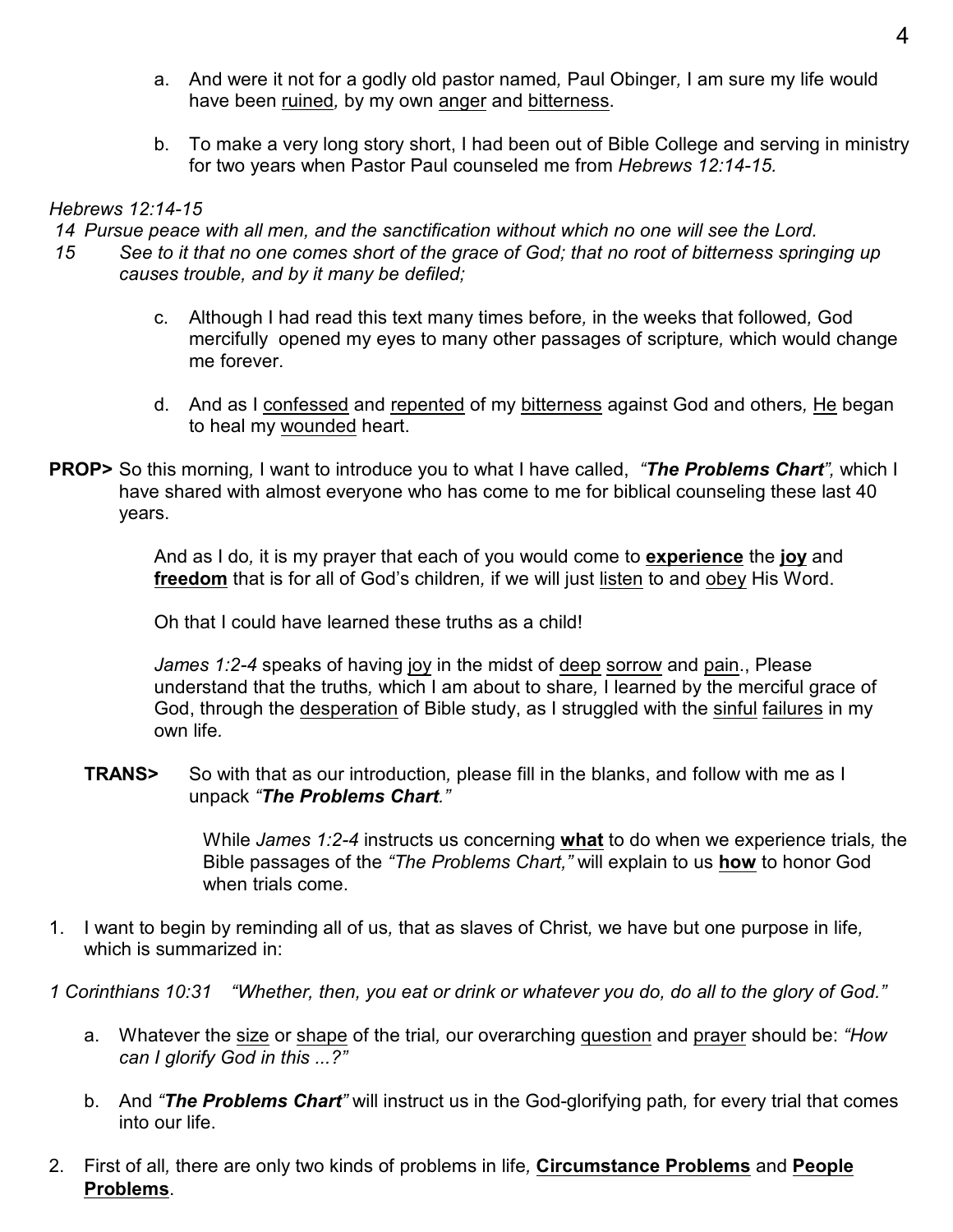a. And were it not for a godly old pastor named, Paul Obinger, I am sure my life would have been <u>ruined</u>, by my own <u>anger</u> and <u>bitterness</u>.

b. To make a very long story short, I had been out of Bible College and serving in ministry for two years when Pastor Paul counseled me from *Hebrews 12:14-15.*

*Hebrews 12:14-15*
*14 Pursue peace with all men, and the sanctification without which no one will see the Lord.*
*15 See to it that no one comes short of the grace of God; that no root of bitterness springing up causes trouble, and by it many be defiled;*

c. Although I had read this text many times before, in the weeks that followed, God mercifully opened my eyes to many other passages of scripture, which would change me forever.

d. And as I <u>confessed</u> and <u>repented</u> of my <u>bitterness</u> against God and others, <u>He</u> began to heal my <u>wounded</u> heart.

**PROP>** So this morning, I want to introduce you to what I have called, *"**The Problems Chart**"*, which I have shared with almost everyone who has come to me for biblical counseling these last 40 years.

And as I do, it is my prayer that each of you would come to **<u>experience</u>** the **<u>joy</u>** and **<u>freedom</u>** that is for all of God's children, if we will just <u>listen</u> to and <u>obey</u> His Word.

Oh that I could have learned these truths as a child!

*James 1:2-4* speaks of having <u>joy</u> in the midst of <u>deep</u> <u>sorrow</u> and <u>pain</u>., Please understand that the truths, which I am about to share, I learned by the merciful grace of God, through the <u>desperation</u> of Bible study, as I struggled with the <u>sinful</u> <u>failures</u> in my own life.

**TRANS>** So with that as our introduction, please fill in the blanks, and follow with me as I unpack *"**The Problems Chart**."*

While *James 1:2-4* instructs us concerning **<u>what</u>** to do when we experience trials, the Bible passages of the *"The Problems Chart,"* will explain to us **<u>how</u>** to honor God when trials come.

1. I want to begin by reminding all of us, that as slaves of Christ, we have but one purpose in life, which is summarized in:

*1 Corinthians 10:31 "Whether, then, you eat or drink or whatever you do, do all to the glory of God."*

a. Whatever the <u>size</u> or <u>shape</u> of the trial, our overarching <u>question</u> and <u>prayer</u> should be: *"How can I glorify God in this ...?"*

b. And *"**The Problems Chart**"* will instruct us in the God-glorifying path, for every trial that comes into our life.

2. First of all, there are only two kinds of problems in life, **<u>Circumstance Problems</u>** and **<u>People Problems</u>**.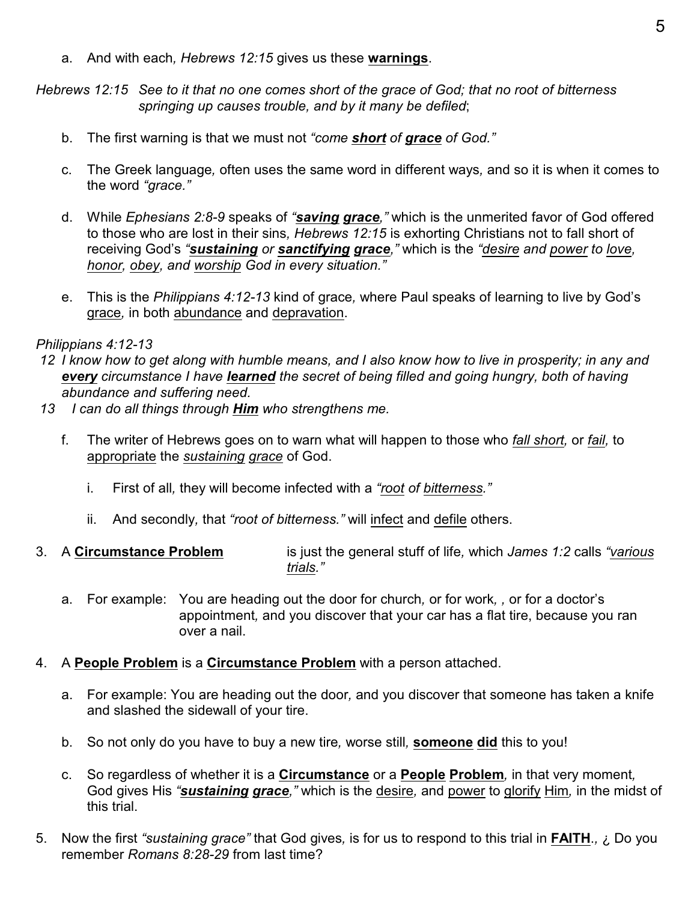a. And with each, *Hebrews 12:15* gives us these **<u>warnings</u>**.

*Hebrews 12:15 See to it that no one comes short of the grace of God; that no root of bitterness springing up causes trouble, and by it many be defiled*;

b. The first warning is that we must not *"come **<u>short</u>** of **<u>grace</u>** of God."*

c. The Greek language, often uses the same word in different ways, and so it is when it comes to the word *"grace."*

d. While *Ephesians 2:8-9* speaks of *"**<u>saving grace</u>**,"* which is the unmerited favor of God offered to those who are lost in their sins, *Hebrews 12:15* is exhorting Christians not to fall short of receiving God's *"**<u>sustaining</u>** or **<u>sanctifying</u> <u>grace</u>**,"* which is the *"<u>desire</u> and <u>power</u> to <u>love</u>, <u>honor</u>, <u>obey</u>, and <u>worship</u> God in every situation."*

e. This is the *Philippians 4:12-13* kind of grace, where Paul speaks of learning to live by God's <u>grace</u>, in both <u>abundance</u> and <u>depravation</u>.

*Philippians 4:12-13*

12 *I know how to get along with humble means, and I also know how to live in prosperity; in any and **<u>every</u>** circumstance I have **<u>learned</u>** the secret of being filled and going hungry, both of having abundance and suffering need.*

13 *I can do all things through **<u>Him</u>** who strengthens me.*

f. The writer of Hebrews goes on to warn what will happen to those who *<u>fall short</u>*, or *<u>fail</u>*, to <u>appropriate</u> the *<u>sustaining</u> <u>grace</u>* of God.

   i. First of all, they will become infected with a *"<u>root</u> of <u>bitterness</u>."*

   ii. And secondly, that *"root of bitterness."* will <u>infect</u> and <u>defile</u> others.

3. A **<u>Circumstance Problem</u>** is just the general stuff of life, which *James 1:2* calls *"<u>various trials</u>."*

   a. For example: You are heading out the door for church, or for work, , or for a doctor's appointment, and you discover that your car has a flat tire, because you ran over a nail.

4. A **<u>People Problem</u>** is a **<u>Circumstance Problem</u>** with a person attached.

   a. For example: You are heading out the door, and you discover that someone has taken a knife and slashed the sidewall of your tire.

   b. So not only do you have to buy a new tire, worse still, **<u>someone</u> <u>did</u>** this to you!

   c. So regardless of whether it is a **<u>Circumstance</u>** or a **<u>People</u> <u>Problem</u>**, in that very moment, God gives His *"**<u>sustaining</u> <u>grace</u>**,"* which is the <u>desire</u>, and <u>power</u> to <u>glorify</u> <u>Him</u>, in the midst of this trial.

5. Now the first *"sustaining grace"* that God gives, is for us to respond to this trial in **<u>FAITH</u>**., ¿ Do you remember *Romans 8:28-29* from last time?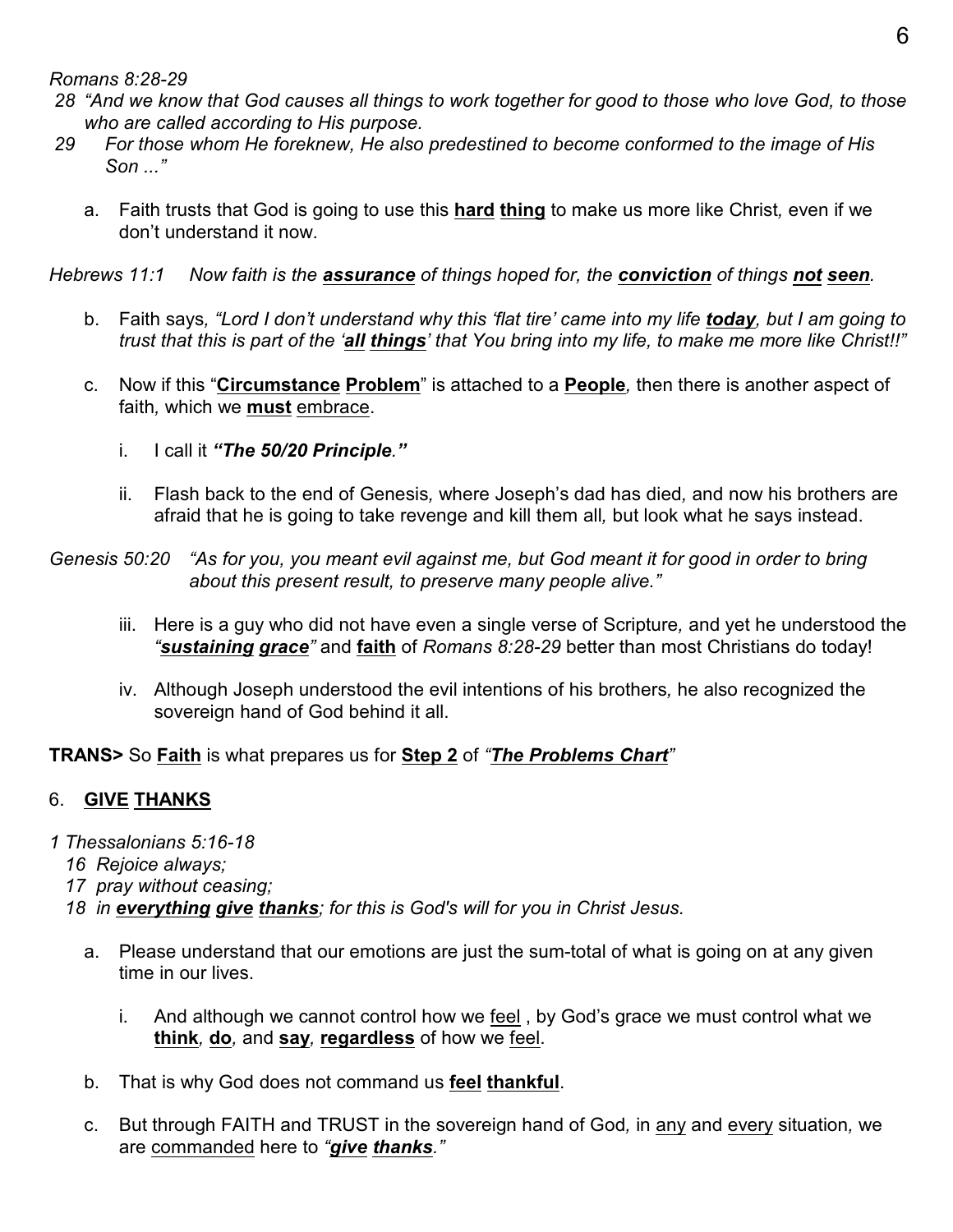*Romans 8:28-29*

*28 "And we know that God causes all things to work together for good to those who love God, to those who are called according to His purpose.*

*29 For those whom He foreknew, He also predestined to become conformed to the image of His Son ..."*

a. Faith trusts that God is going to use this **hard thing** to make us more like Christ, even if we don't understand it now.

*Hebrews 11:1 Now faith is the **assurance** of things hoped for, the **conviction** of things **not seen**.*

b. Faith says, *"Lord I don't understand why this 'flat tire' came into my life **today**, but I am going to trust that this is part of the '**all things**' that You bring into my life, to make me more like Christ!!"*

c. Now if this "**Circumstance Problem**" is attached to a **People**, then there is another aspect of faith, which we **must** embrace.

i. I call it ***"The 50/20 Principle."***

ii. Flash back to the end of Genesis, where Joseph's dad has died, and now his brothers are afraid that he is going to take revenge and kill them all, but look what he says instead.

*Genesis 50:20 "As for you, you meant evil against me, but God meant it for good in order to bring about this present result, to preserve many people alive."*

iii. Here is a guy who did not have even a single verse of Scripture, and yet he understood the *"**sustaining grace**"* and **faith** of *Romans 8:28-29* better than most Christians do today!

iv. Although Joseph understood the evil intentions of his brothers, he also recognized the sovereign hand of God behind it all.

**TRANS>** So **Faith** is what prepares us for **Step 2** of *"**The Problems Chart**"*

## 6. GIVE THANKS

*1 Thessalonians 5:16-18*

*16 Rejoice always;*

*17 pray without ceasing;*

*18 in **everything give thanks**; for this is God's will for you in Christ Jesus.*

a. Please understand that our emotions are just the sum-total of what is going on at any given time in our lives.

i. And although we cannot control how we feel , by God's grace we must control what we **think**, **do**, and **say**, **regardless** of how we feel.

b. That is why God does not command us **feel thankful**.

c. But through FAITH and TRUST in the sovereign hand of God, in any and every situation, we are commanded here to *"**give thanks**."*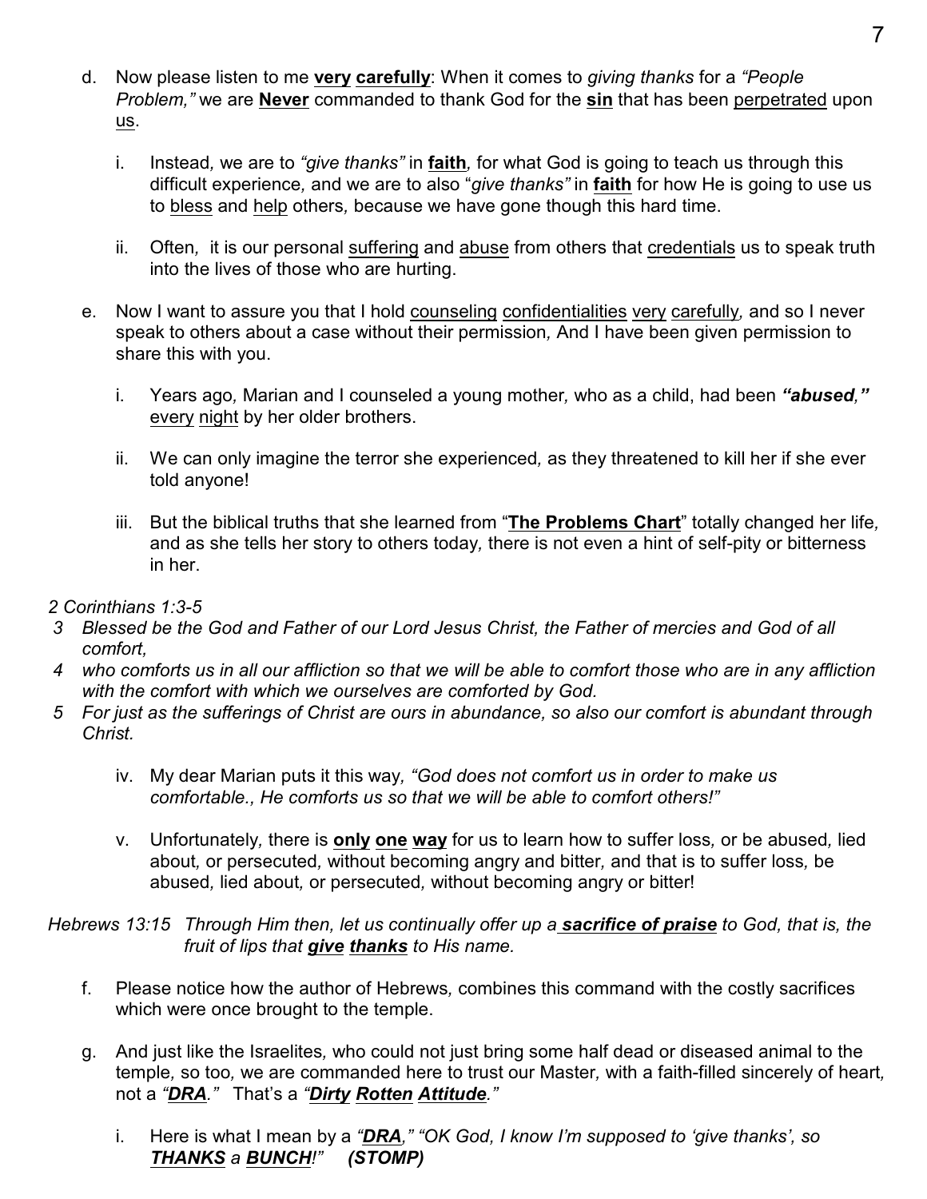d. Now please listen to me **very** **carefully**: When it comes to *giving thanks* for a *"People Problem,"* we are **Never** commanded to thank God for the **sin** that has been perpetrated upon us.

   i. Instead, we are to *"give thanks"* in **faith**, for what God is going to teach us through this difficult experience, and we are to also "*give thanks"* in **faith** for how He is going to use us to bless and help others, because we have gone though this hard time.

   ii. Often, it is our personal suffering and abuse from others that credentials us to speak truth into the lives of those who are hurting.

e. Now I want to assure you that I hold counseling confidentialities very carefully, and so I never speak to others about a case without their permission, And I have been given permission to share this with you.

   i. Years ago, Marian and I counseled a young mother, who as a child, had been ***"abused,"*** every night by her older brothers.

   ii. We can only imagine the terror she experienced, as they threatened to kill her if she ever told anyone!

   iii. But the biblical truths that she learned from "**The Problems Chart**" totally changed her life, and as she tells her story to others today, there is not even a hint of self-pity or bitterness in her.

*2 Corinthians 1:3-5*
*3 Blessed be the God and Father of our Lord Jesus Christ, the Father of mercies and God of all comfort,*
*4 who comforts us in all our affliction so that we will be able to comfort those who are in any affliction with the comfort with which we ourselves are comforted by God.*
*5 For just as the sufferings of Christ are ours in abundance, so also our comfort is abundant through Christ.*

   iv. My dear Marian puts it this way, *"God does not comfort us in order to make us comfortable., He comforts us so that we will be able to comfort others!"*

   v. Unfortunately, there is **only** **one** **way** for us to learn how to suffer loss, or be abused, lied about, or persecuted, without becoming angry and bitter, and that is to suffer loss, be abused, lied about, or persecuted, without becoming angry or bitter!

*Hebrews 13:15 Through Him then, let us continually offer up a* ***sacrifice of praise*** *to God, that is, the fruit of lips that* ***give*** ***thanks*** *to His name.*

f. Please notice how the author of Hebrews, combines this command with the costly sacrifices which were once brought to the temple.

g. And just like the Israelites, who could not just bring some half dead or diseased animal to the temple, so too, we are commanded here to trust our Master, with a faith-filled sincerely of heart, not a *"**DRA**."* That's a *"**Dirty** **Rotten** **Attitude**."*

   i. Here is what I mean by a *"**DRA**," "OK God, I know I'm supposed to 'give thanks', so* ***THANKS*** *a* ***BUNCH**!"* ***(STOMP)***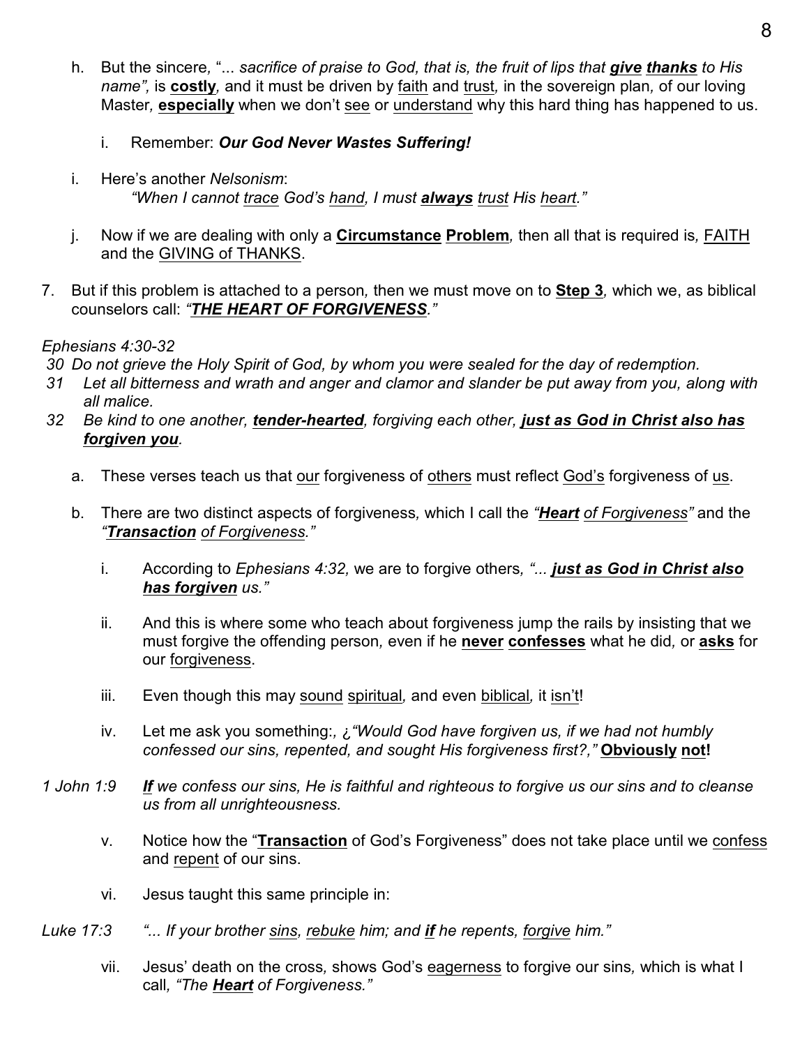h. But the sincere, "*... sacrifice of praise to God, that is, the fruit of lips that **give** **thanks** to His name",* is **costly**, and it must be driven by faith and trust, in the sovereign plan, of our loving Master, **especially** when we don't see or understand why this hard thing has happened to us.

   i. Remember: ***Our God Never Wastes Suffering!***

i. Here's another *Nelsonism*:
   *"When I cannot trace God's hand, I must **always** trust His heart."*

j. Now if we are dealing with only a **Circumstance** **Problem**, then all that is required is, FAITH and the GIVING of THANKS.

7. But if this problem is attached to a person, then we must move on to **Step 3**, which we, as biblical counselors call: *"**THE HEART OF FORGIVENESS**."*

*Ephesians 4:30-32*
*30 Do not grieve the Holy Spirit of God, by whom you were sealed for the day of redemption.*
*31 Let all bitterness and wrath and anger and clamor and slander be put away from you, along with all malice.*
*32 Be kind to one another, **tender-hearted**, forgiving each other, **just as God in Christ also has forgiven you**.*

a. These verses teach us that our forgiveness of others must reflect God's forgiveness of us.

b. There are two distinct aspects of forgiveness, which I call the *"**Heart** of Forgiveness"* and the *"**Transaction** of Forgiveness."*

   i. According to *Ephesians 4:32,* we are to forgive others, *"... **just as God in Christ also has forgiven** us."*

   ii. And this is where some who teach about forgiveness jump the rails by insisting that we must forgive the offending person, even if he **never** **confesses** what he did, or **asks** for our forgiveness.

   iii. Even though this may sound spiritual, and even biblical, it isn't!

   iv. Let me ask you something:, ¿*"Would God have forgiven us, if we had not humbly confessed our sins, repented, and sought His forgiveness first?,"* **Obviously** **not!**

*1 John 1:9* ***If** we confess our sins, He is faithful and righteous to forgive us our sins and to cleanse us from all unrighteousness.*

   v. Notice how the "**Transaction** of God's Forgiveness" does not take place until we confess and repent of our sins.

   vi. Jesus taught this same principle in:

*Luke 17:3* *"... If your brother sins, rebuke him; and **if** he repents, forgive him."*

   vii. Jesus' death on the cross, shows God's eagerness to forgive our sins, which is what I call, *"The **Heart** of Forgiveness."*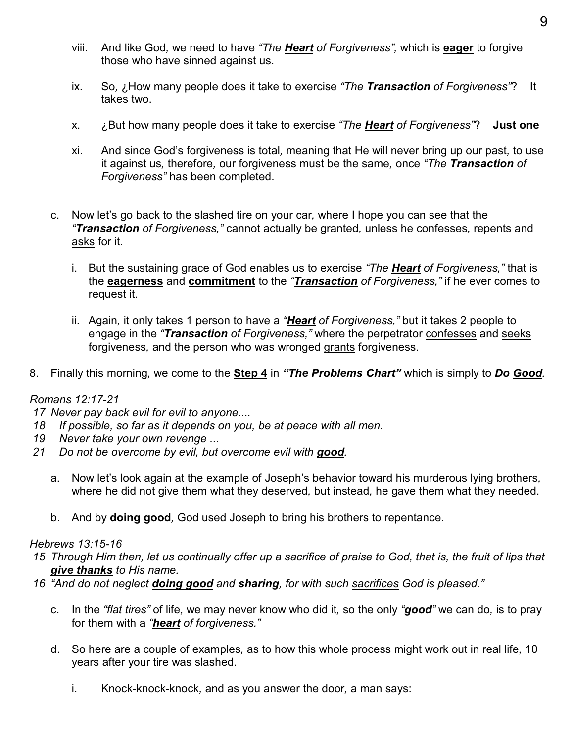viii. And like God, we need to have *"The **Heart** of Forgiveness",* which is **eager** to forgive those who have sinned against us.

ix. So, ¿How many people does it take to exercise *"The **Transaction** of Forgiveness"*? It takes two.

x. ¿But how many people does it take to exercise *"The **Heart** of Forgiveness"*? **Just one**

xi. And since God's forgiveness is total, meaning that He will never bring up our past, to use it against us, therefore, our forgiveness must be the same, once *"The **Transaction** of Forgiveness"* has been completed.

c. Now let's go back to the slashed tire on your car, where I hope you can see that the *"**Transaction** of Forgiveness,"* cannot actually be granted, unless he confesses, repents and asks for it.

   i. But the sustaining grace of God enables us to exercise *"The **Heart** of Forgiveness,"* that is the **eagerness** and **commitment** to the *"**Transaction** of Forgiveness,"* if he ever comes to request it.

   ii. Again, it only takes 1 person to have a *"**Heart** of Forgiveness,"* but it takes 2 people to engage in the *"**Transaction** of Forgiveness,"* where the perpetrator confesses and seeks forgiveness, and the person who was wronged grants forgiveness.

8. Finally this morning, we come to the **Step 4** in ***"The Problems Chart"*** which is simply to ***Do Good.***

*Romans 12:17-21*
*17 Never pay back evil for evil to anyone....*
*18 If possible, so far as it depends on you, be at peace with all men.*
*19 Never take your own revenge ...*
*21 Do not be overcome by evil, but overcome evil with **good**.*

a. Now let's look again at the example of Joseph's behavior toward his murderous lying brothers, where he did not give them what they deserved, but instead, he gave them what they needed.

b. And by **doing good**, God used Joseph to bring his brothers to repentance.

*Hebrews 13:15-16*
*15 Through Him then, let us continually offer up a sacrifice of praise to God, that is, the fruit of lips that **give thanks** to His name.*
*16 "And do not neglect **doing good** and **sharing**, for with such sacrifices God is pleased."*

c. In the *"flat tires"* of life, we may never know who did it, so the only *"**good**"* we can do, is to pray for them with a *"**heart** of forgiveness."*

d. So here are a couple of examples, as to how this whole process might work out in real life, 10 years after your tire was slashed.

   i. Knock-knock-knock, and as you answer the door, a man says: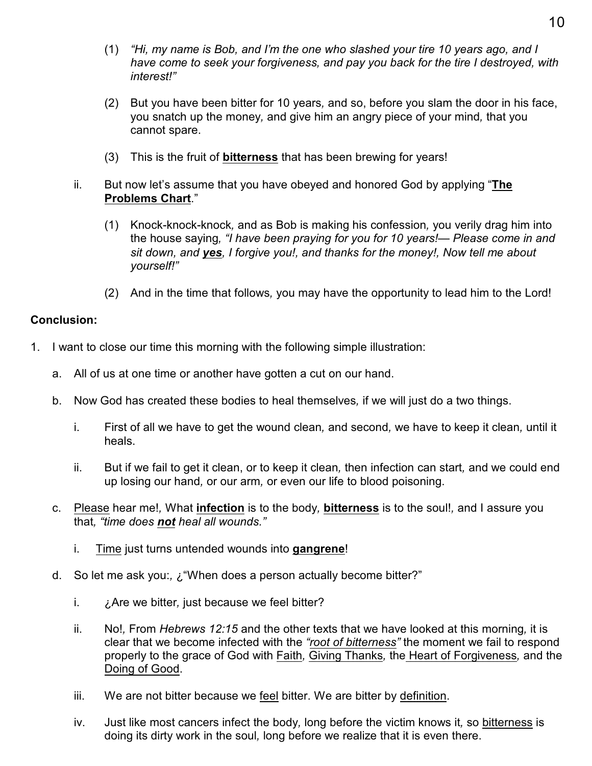(1) *"Hi, my name is Bob, and I'm the one who slashed your tire 10 years ago, and I have come to seek your forgiveness, and pay you back for the tire I destroyed, with interest!"*

(2) But you have been bitter for 10 years, and so, before you slam the door in his face, you snatch up the money, and give him an angry piece of your mind, that you cannot spare.

(3) This is the fruit of <u>**bitterness**</u> that has been brewing for years!

ii. But now let's assume that you have obeyed and honored God by applying "<u>**The Problems Chart**</u>."

(1) Knock-knock-knock, and as Bob is making his confession, you verily drag him into the house saying, *"I have been praying for you for 10 years!— Please come in and sit down, and* <u>***yes***</u>*, I forgive you!, and thanks for the money!, Now tell me about yourself!"*

(2) And in the time that follows, you may have the opportunity to lead him to the Lord!

**Conclusion:**

1. I want to close our time this morning with the following simple illustration:

   a. All of us at one time or another have gotten a cut on our hand.

   b. Now God has created these bodies to heal themselves, if we will just do a two things.

      i. First of all we have to get the wound clean, and second, we have to keep it clean, until it heals.

      ii. But if we fail to get it clean, or to keep it clean, then infection can start, and we could end up losing our hand, or our arm, or even our life to blood poisoning.

   c. <u>Please</u> hear me!, What <u>**infection**</u> is to the body, <u>**bitterness**</u> is to the soul!, and I assure you that, *"time does* <u>***not***</u> *heal all wounds."*

      i. <u>Time</u> just turns untended wounds into <u>**gangrene**</u>!

   d. So let me ask you:, ¿"When does a person actually become bitter?"

      i. ¿Are we bitter, just because we feel bitter?

      ii. No!, From *Hebrews 12:15* and the other texts that we have looked at this morning, it is clear that we become infected with the <u>*"root of bitterness"*</u> the moment we fail to respond properly to the grace of God with <u>Faith</u>, <u>Giving Thanks</u>, the <u>Heart of Forgiveness</u>, and the <u>Doing of Good</u>.

      iii. We are not bitter because we <u>feel</u> bitter. We are bitter by <u>definition</u>.

      iv. Just like most cancers infect the body, long before the victim knows it, so <u>bitterness</u> is doing its dirty work in the soul, long before we realize that it is even there.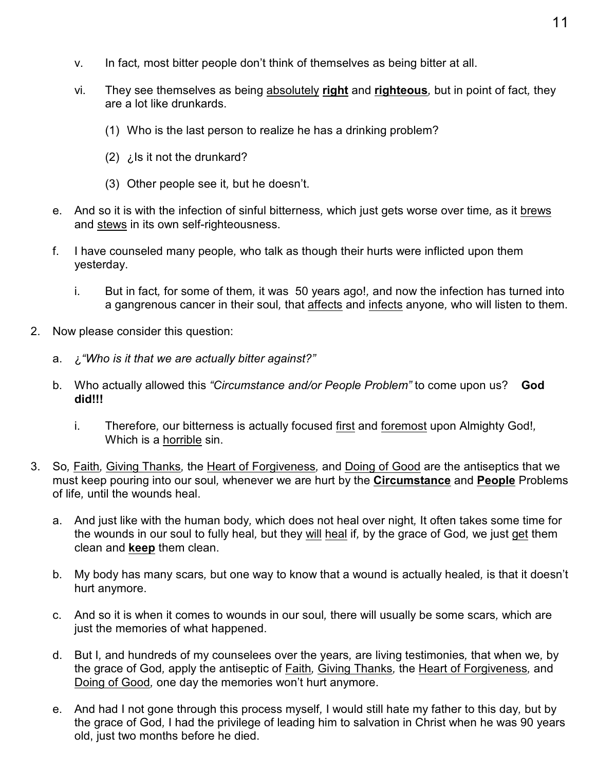v. In fact, most bitter people don't think of themselves as being bitter at all.

vi. They see themselves as being <u>absolutely</u> **<u>right</u>** and **<u>righteous</u>**, but in point of fact, they are a lot like drunkards.

(1) Who is the last person to realize he has a drinking problem?

(2) ¿Is it not the drunkard?

(3) Other people see it, but he doesn't.

e. And so it is with the infection of sinful bitterness, which just gets worse over time, as it <u>brews</u> and <u>stews</u> in its own self-righteousness.

f. I have counseled many people, who talk as though their hurts were inflicted upon them yesterday.

i. But in fact, for some of them, it was 50 years ago!, and now the infection has turned into a gangrenous cancer in their soul, that <u>affects</u> and <u>infects</u> anyone, who will listen to them.

2. Now please consider this question:

a. *¿"Who is it that we are actually bitter against?"*

b. Who actually allowed this *"Circumstance and/or People Problem"* to come upon us? **God did!!!**

i. Therefore, our bitterness is actually focused <u>first</u> and <u>foremost</u> upon Almighty God!, Which is a <u>horrible</u> sin.

3. So, <u>Faith</u>, <u>Giving Thanks</u>, the <u>Heart of Forgiveness</u>, and <u>Doing of Good</u> are the antiseptics that we must keep pouring into our soul, whenever we are hurt by the **<u>Circumstance</u>** and **<u>People</u>** Problems of life, until the wounds heal.

a. And just like with the human body, which does not heal over night, It often takes some time for the wounds in our soul to fully heal, but they <u>will</u> <u>heal</u> if, by the grace of God, we just <u>get</u> them clean and **<u>keep</u>** them clean.

b. My body has many scars, but one way to know that a wound is actually healed, is that it doesn't hurt anymore.

c. And so it is when it comes to wounds in our soul, there will usually be some scars, which are just the memories of what happened.

d. But I, and hundreds of my counselees over the years, are living testimonies, that when we, by the grace of God, apply the antiseptic of <u>Faith</u>, <u>Giving Thanks</u>, the <u>Heart of Forgiveness</u>, and <u>Doing of Good</u>, one day the memories won't hurt anymore.

e. And had I not gone through this process myself, I would still hate my father to this day, but by the grace of God, I had the privilege of leading him to salvation in Christ when he was 90 years old, just two months before he died.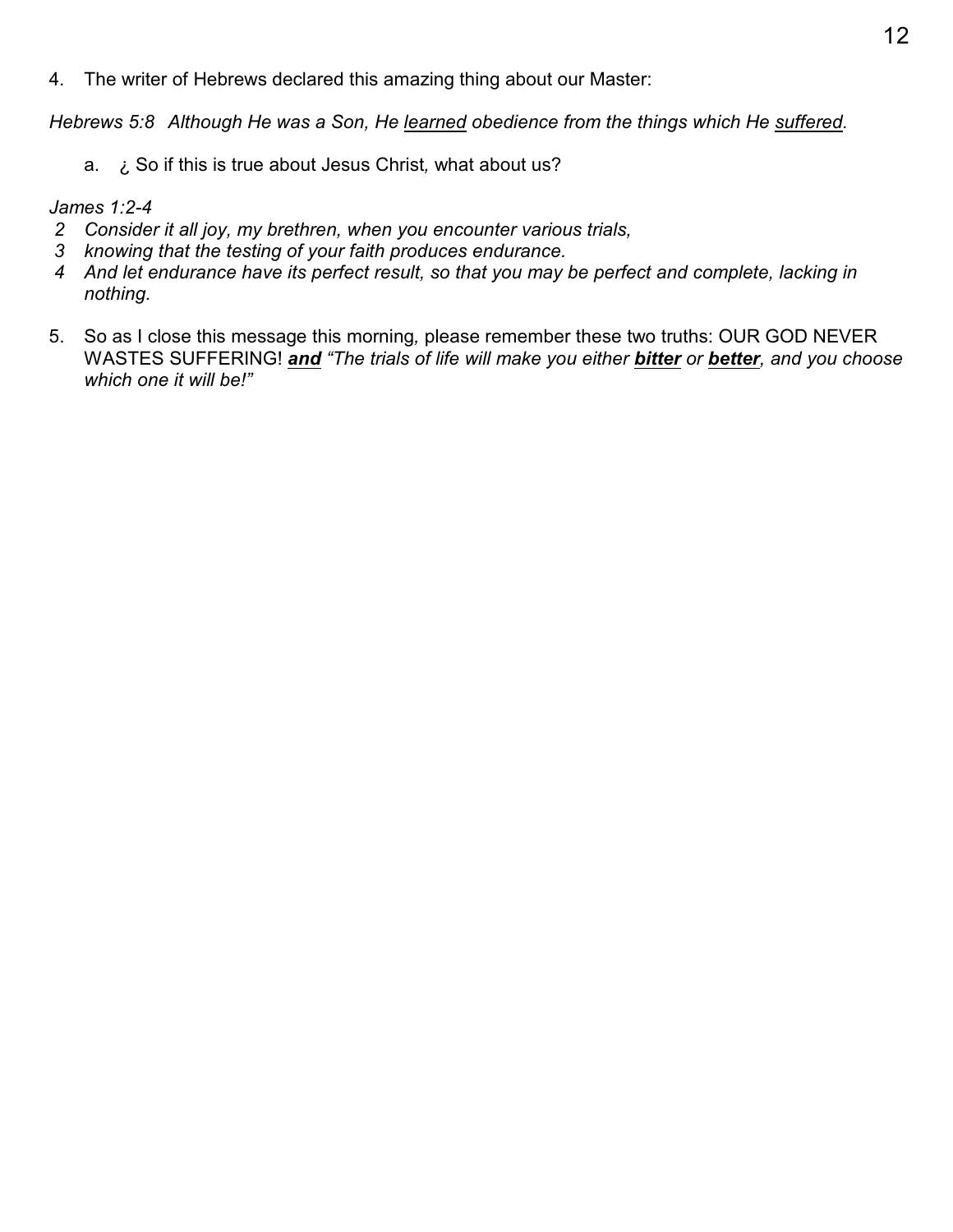4. The writer of Hebrews declared this amazing thing about our Master:

*Hebrews 5:8   Although He was a Son, He <u>learned</u> obedience from the things which He <u>suffered</u>.*

   a. ¿ So if this is true about Jesus Christ, what about us?

*James 1:2-4*

*2   Consider it all joy, my brethren, when you encounter various trials,*

*3   knowing that the testing of your faith produces endurance.*

*4   And let endurance have its perfect result, so that you may be perfect and complete, lacking in nothing.*

5. So as I close this message this morning, please remember these two truths: OUR GOD NEVER WASTES SUFFERING! ***<u>and</u>*** *"The trials of life will make you either* ***<u>bitter</u>*** *or* ***<u>better</u>****, and you choose which one it will be!"*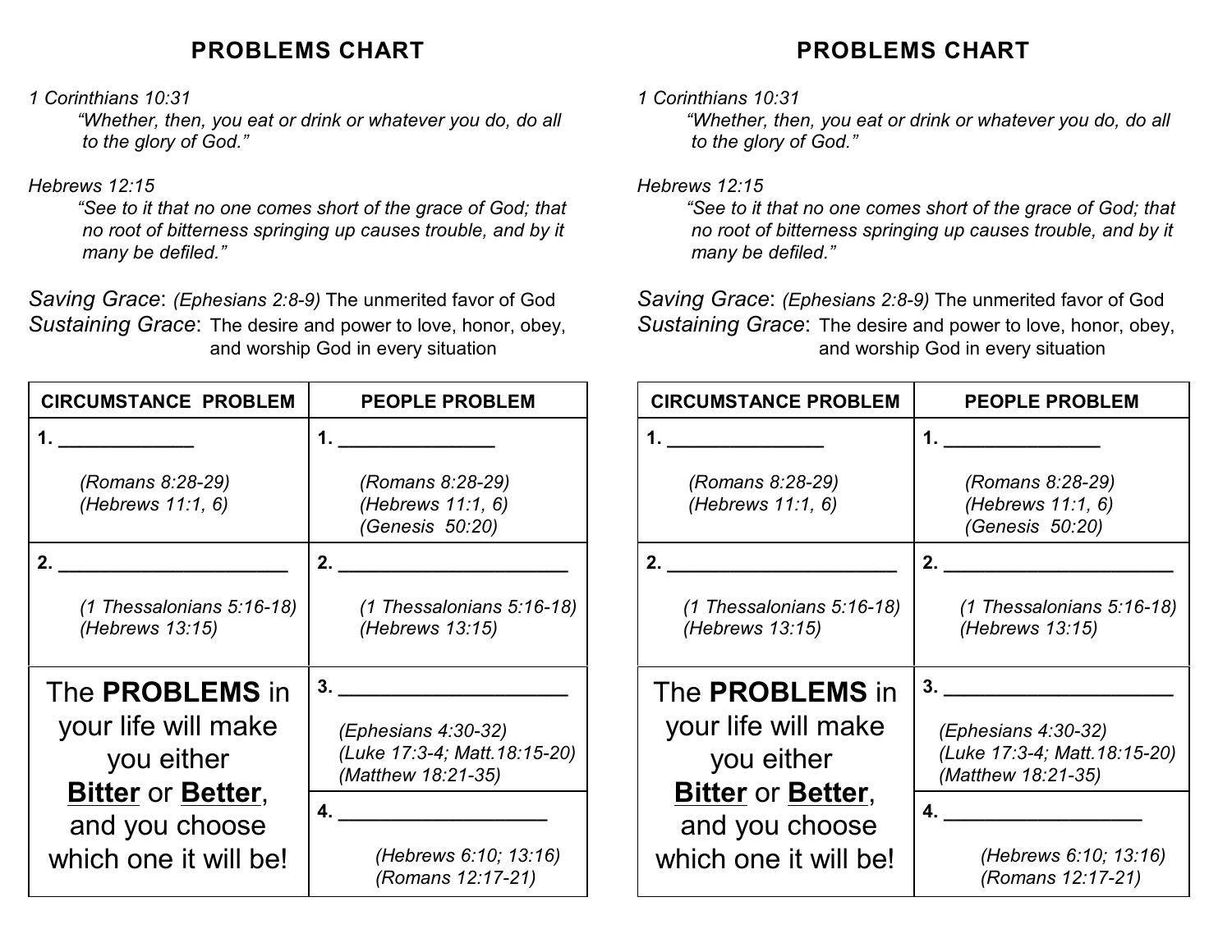## PROBLEMS CHART

*1 Corinthians 10:31*

> *"Whether, then, you eat or drink or whatever you do, do all to the glory of God."*

*Hebrews 12:15*

> *"See to it that no one comes short of the grace of God; that no root of bitterness springing up causes trouble, and by it many be defiled."*

*Saving Grace*: *(Ephesians 2:8-9)* The unmerited favor of God
*Sustaining Grace*: The desire and power to love, honor, obey, and worship God in every situation

| CIRCUMSTANCE PROBLEM | PEOPLE PROBLEM |
|---|---|
| **1.** ______________ <br> *(Romans 8:28-29)* <br> *(Hebrews 11:1, 6)* | **1.** ________________ <br> *(Romans 8:28-29)* <br> *(Hebrews 11:1, 6)* <br> *(Genesis 50:20)* |
| **2.** _______________________ <br> *(1 Thessalonians 5:16-18)* <br> *(Hebrews 13:15)* | **2.** _______________________ <br> *(1 Thessalonians 5:16-18)* <br> *(Hebrews 13:15)* |
| The **PROBLEMS** in your life will make you either <u>**Bitter**</u> or <u>**Better**</u>, and you choose which one it will be! | **3.** ____________________ <br> *(Ephesians 4:30-32)* <br> *(Luke 17:3-4; Matt.18:15-20)* <br> *(Matthew 18:21-35)* |
| | **4.** __________________ <br> *(Hebrews 6:10; 13:16)* <br> *(Romans 12:17-21)* |

## PROBLEMS CHART

*1 Corinthians 10:31*

> *"Whether, then, you eat or drink or whatever you do, do all to the glory of God."*

*Hebrews 12:15*

> *"See to it that no one comes short of the grace of God; that no root of bitterness springing up causes trouble, and by it many be defiled."*

*Saving Grace*: *(Ephesians 2:8-9)* The unmerited favor of God
*Sustaining Grace*: The desire and power to love, honor, obey, and worship God in every situation

| CIRCUMSTANCE PROBLEM | PEOPLE PROBLEM |
|---|---|
| **1.** ________________ <br> *(Romans 8:28-29)* <br> *(Hebrews 11:1, 6)* | **1.** ________________ <br> *(Romans 8:28-29)* <br> *(Hebrews 11:1, 6)* <br> *(Genesis 50:20)* |
| **2.** _______________________ <br> *(1 Thessalonians 5:16-18)* <br> *(Hebrews 13:15)* | **2.** _______________________ <br> *(1 Thessalonians 5:16-18)* <br> *(Hebrews 13:15)* |
| The **PROBLEMS** in your life will make you either <u>**Bitter**</u> or <u>**Better**</u>, and you choose which one it will be! | **3.** ____________________ <br> *(Ephesians 4:30-32)* <br> *(Luke 17:3-4; Matt.18:15-20)* <br> *(Matthew 18:21-35)* |
| | **4.** __________________ <br> *(Hebrews 6:10; 13:16)* <br> *(Romans 12:17-21)* |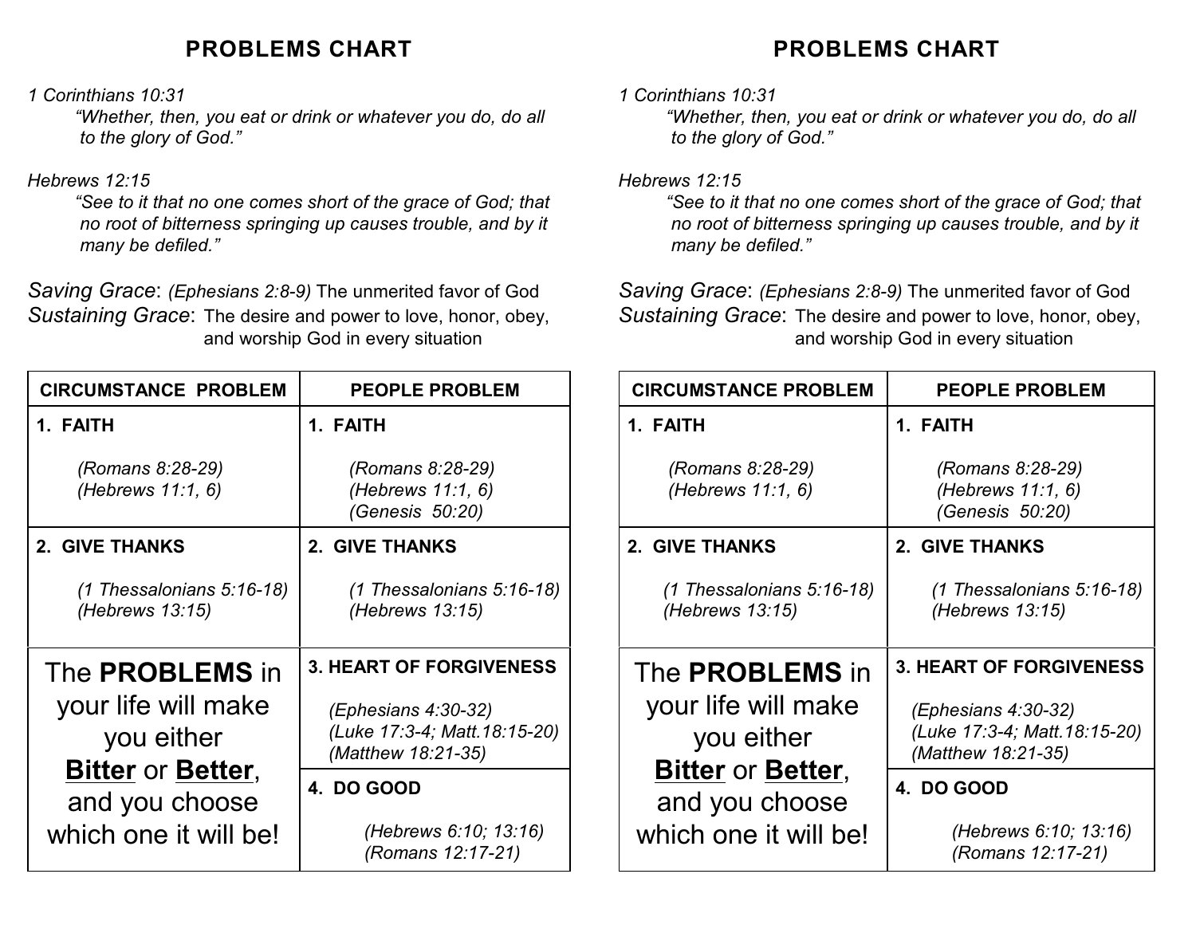## PROBLEMS CHART

*1 Corinthians 10:31*

> *"Whether, then, you eat or drink or whatever you do, do all to the glory of God."*

*Hebrews 12:15*

> *"See to it that no one comes short of the grace of God; that no root of bitterness springing up causes trouble, and by it many be defiled."*

*Saving Grace*: *(Ephesians 2:8-9)* The unmerited favor of God
*Sustaining Grace*: The desire and power to love, honor, obey, and worship God in every situation

| CIRCUMSTANCE PROBLEM | PEOPLE PROBLEM |
|---|---|
| **1. FAITH**<br>*(Romans 8:28-29)*<br>*(Hebrews 11:1, 6)* | **1. FAITH**<br>*(Romans 8:28-29)*<br>*(Hebrews 11:1, 6)*<br>*(Genesis 50:20)* |
| **2. GIVE THANKS**<br>*(1 Thessalonians 5:16-18)*<br>*(Hebrews 13:15)* | **2. GIVE THANKS**<br>*(1 Thessalonians 5:16-18)*<br>*(Hebrews 13:15)* |
| The **PROBLEMS** in your life will make you either **<u>Bitter</u>** or **<u>Better</u>**, and you choose which one it will be! | **3. HEART OF FORGIVENESS**<br>*(Ephesians 4:30-32)*<br>*(Luke 17:3-4; Matt.18:15-20)*<br>*(Matthew 18:21-35)* |
| | **4. DO GOOD**<br>*(Hebrews 6:10; 13:16)*<br>*(Romans 12:17-21)* |

## PROBLEMS CHART

*1 Corinthians 10:31*

> *"Whether, then, you eat or drink or whatever you do, do all to the glory of God."*

*Hebrews 12:15*

> *"See to it that no one comes short of the grace of God; that no root of bitterness springing up causes trouble, and by it many be defiled."*

*Saving Grace*: *(Ephesians 2:8-9)* The unmerited favor of God
*Sustaining Grace*: The desire and power to love, honor, obey, and worship God in every situation

| CIRCUMSTANCE PROBLEM | PEOPLE PROBLEM |
|---|---|
| **1. FAITH**<br>*(Romans 8:28-29)*<br>*(Hebrews 11:1, 6)* | **1. FAITH**<br>*(Romans 8:28-29)*<br>*(Hebrews 11:1, 6)*<br>*(Genesis 50:20)* |
| **2. GIVE THANKS**<br>*(1 Thessalonians 5:16-18)*<br>*(Hebrews 13:15)* | **2. GIVE THANKS**<br>*(1 Thessalonians 5:16-18)*<br>*(Hebrews 13:15)* |
| The **PROBLEMS** in your life will make you either **<u>Bitter</u>** or **<u>Better</u>**, and you choose which one it will be! | **3. HEART OF FORGIVENESS**<br>*(Ephesians 4:30-32)*<br>*(Luke 17:3-4; Matt.18:15-20)*<br>*(Matthew 18:21-35)* |
| | **4. DO GOOD**<br>*(Hebrews 6:10; 13:16)*<br>*(Romans 12:17-21)* |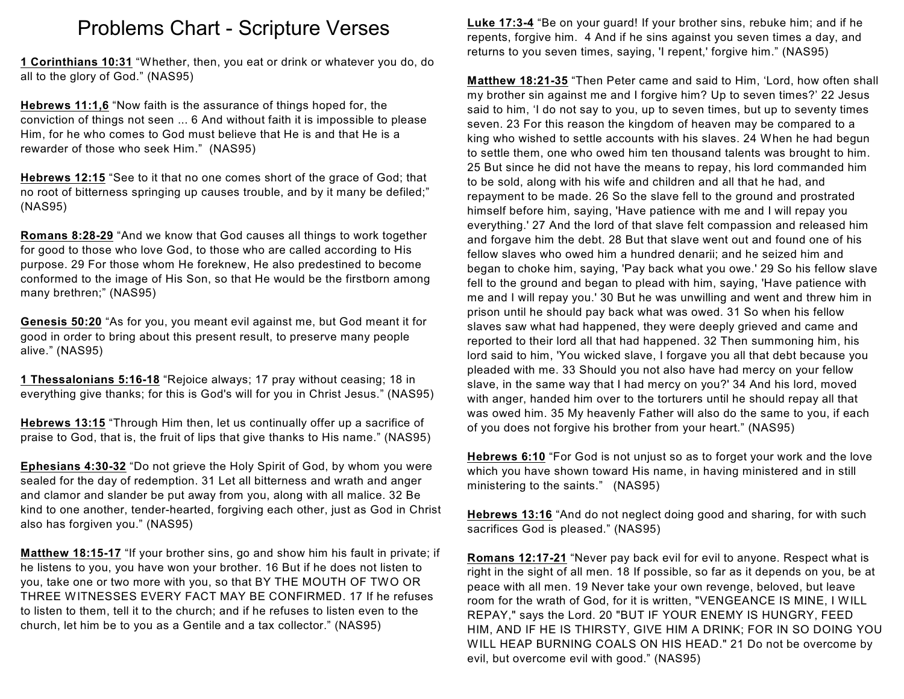# Problems Chart - Scripture Verses

**1 Corinthians 10:31** "Whether, then, you eat or drink or whatever you do, do all to the glory of God." (NAS95)

**Hebrews 11:1,6** "Now faith is the assurance of things hoped for, the conviction of things not seen ... 6 And without faith it is impossible to please Him, for he who comes to God must believe that He is and that He is a rewarder of those who seek Him." (NAS95)

**Hebrews 12:15** "See to it that no one comes short of the grace of God; that no root of bitterness springing up causes trouble, and by it many be defiled;" (NAS95)

**Romans 8:28-29** "And we know that God causes all things to work together for good to those who love God, to those who are called according to His purpose. 29 For those whom He foreknew, He also predestined to become conformed to the image of His Son, so that He would be the firstborn among many brethren;" (NAS95)

**Genesis 50:20** "As for you, you meant evil against me, but God meant it for good in order to bring about this present result, to preserve many people alive." (NAS95)

**1 Thessalonians 5:16-18** "Rejoice always; 17 pray without ceasing; 18 in everything give thanks; for this is God's will for you in Christ Jesus." (NAS95)

**Hebrews 13:15** "Through Him then, let us continually offer up a sacrifice of praise to God, that is, the fruit of lips that give thanks to His name." (NAS95)

**Ephesians 4:30-32** "Do not grieve the Holy Spirit of God, by whom you were sealed for the day of redemption. 31 Let all bitterness and wrath and anger and clamor and slander be put away from you, along with all malice. 32 Be kind to one another, tender-hearted, forgiving each other, just as God in Christ also has forgiven you." (NAS95)

**Matthew 18:15-17** "If your brother sins, go and show him his fault in private; if he listens to you, you have won your brother. 16 But if he does not listen to you, take one or two more with you, so that BY THE MOUTH OF TWO OR THREE WITNESSES EVERY FACT MAY BE CONFIRMED. 17 If he refuses to listen to them, tell it to the church; and if he refuses to listen even to the church, let him be to you as a Gentile and a tax collector." (NAS95)

**Luke 17:3-4** "Be on your guard! If your brother sins, rebuke him; and if he repents, forgive him. 4 And if he sins against you seven times a day, and returns to you seven times, saying, 'I repent,' forgive him." (NAS95)

**Matthew 18:21-35** "Then Peter came and said to Him, 'Lord, how often shall my brother sin against me and I forgive him? Up to seven times?' 22 Jesus said to him, 'I do not say to you, up to seven times, but up to seventy times seven. 23 For this reason the kingdom of heaven may be compared to a king who wished to settle accounts with his slaves. 24 When he had begun to settle them, one who owed him ten thousand talents was brought to him. 25 But since he did not have the means to repay, his lord commanded him to be sold, along with his wife and children and all that he had, and repayment to be made. 26 So the slave fell to the ground and prostrated himself before him, saying, 'Have patience with me and I will repay you everything.' 27 And the lord of that slave felt compassion and released him and forgave him the debt. 28 But that slave went out and found one of his fellow slaves who owed him a hundred denarii; and he seized him and began to choke him, saying, 'Pay back what you owe.' 29 So his fellow slave fell to the ground and began to plead with him, saying, 'Have patience with me and I will repay you.' 30 But he was unwilling and went and threw him in prison until he should pay back what was owed. 31 So when his fellow slaves saw what had happened, they were deeply grieved and came and reported to their lord all that had happened. 32 Then summoning him, his lord said to him, 'You wicked slave, I forgave you all that debt because you pleaded with me. 33 Should you not also have had mercy on your fellow slave, in the same way that I had mercy on you?' 34 And his lord, moved with anger, handed him over to the torturers until he should repay all that was owed him. 35 My heavenly Father will also do the same to you, if each of you does not forgive his brother from your heart." (NAS95)

**Hebrews 6:10** "For God is not unjust so as to forget your work and the love which you have shown toward His name, in having ministered and in still ministering to the saints." (NAS95)

**Hebrews 13:16** "And do not neglect doing good and sharing, for with such sacrifices God is pleased." (NAS95)

**Romans 12:17-21** "Never pay back evil for evil to anyone. Respect what is right in the sight of all men. 18 If possible, so far as it depends on you, be at peace with all men. 19 Never take your own revenge, beloved, but leave room for the wrath of God, for it is written, "VENGEANCE IS MINE, I WILL REPAY," says the Lord. 20 "BUT IF YOUR ENEMY IS HUNGRY, FEED HIM, AND IF HE IS THIRSTY, GIVE HIM A DRINK; FOR IN SO DOING YOU WILL HEAP BURNING COALS ON HIS HEAD." 21 Do not be overcome by evil, but overcome evil with good." (NAS95)